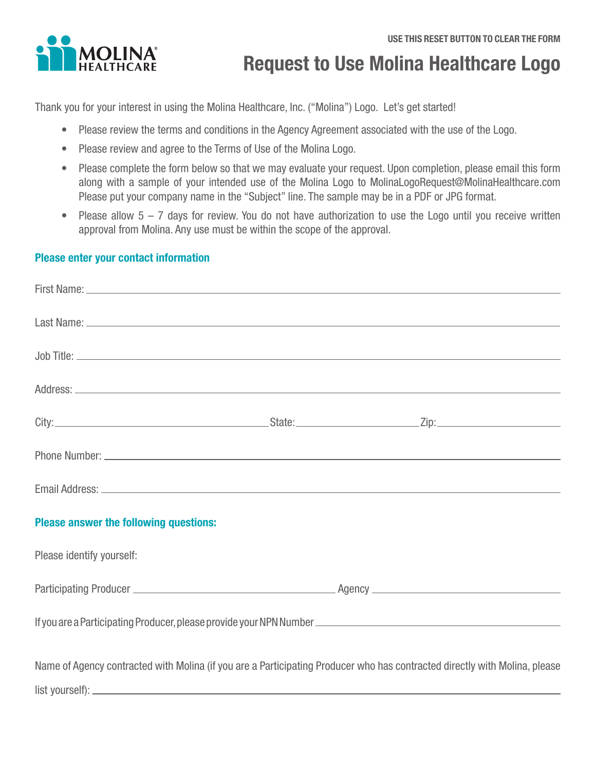USE THIS RESET BUTTON TO CLEAR THE FORM

MOLINA HEALTHCARE

# Request to Use Molina Healthcare Logo

Thank you for your interest in using the Molina Healthcare, Inc. ("Molina") Logo. Let's get started!

- Please review the terms and conditions in the Agency Agreement associated with the use of the Logo.
- Please review and agree to the Terms of Use of the Molina Logo.
- Please complete the form below so that we may evaluate your request. Upon completion, please email this form along with a sample of your intended use of the Molina Logo to MolinaLogoRequest@MolinaHealthcare.com Please put your company name in the "Subject" line. The sample may be in a PDF or JPG format.
- Please allow 5 – 7 days for review. You do not have authorization to use the Logo until you receive written approval from Molina. Any use must be within the scope of the approval.

## Please enter your contact information

First Name: ______________________________

Last Name: ______________________________

Job Title: ______________________________

Address: ______________________________

City: ______________ State: ______________ Zip: ______________

Phone Number: ______________________________

Email Address: ______________________________

## Please answer the following questions:

Please identify yourself:

Participating Producer ______________ Agency ______________

If you are a Participating Producer, please provide your NPN Number ______________________________

Name of Agency contracted with Molina (if you are a Participating Producer who has contracted directly with Molina, please list yourself): ______________________________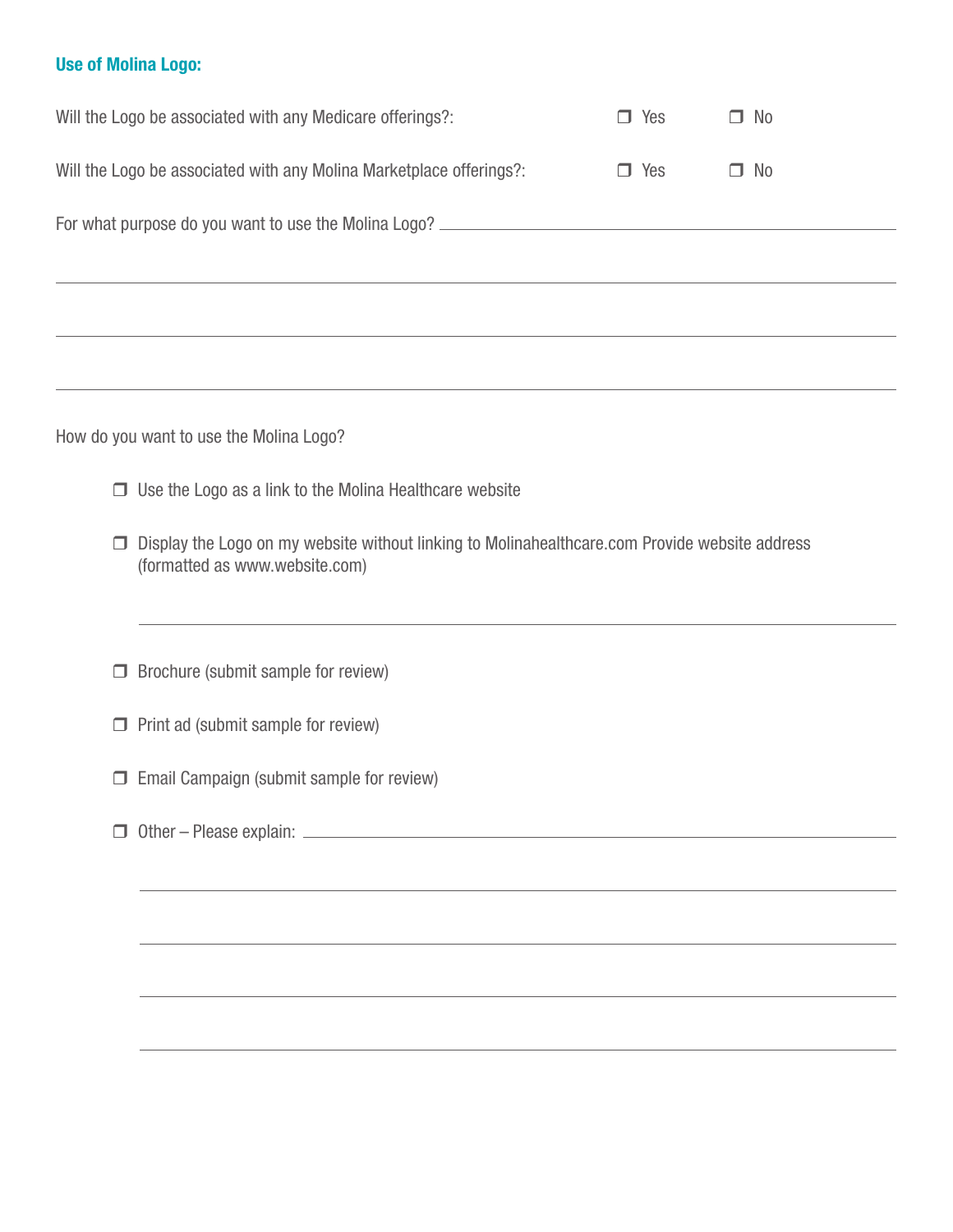### Use of Molina Logo:

Will the Logo be associated with any Medicare offerings?: ❒ Yes ❒ No

Will the Logo be associated with any Molina Marketplace offerings?: ❒ Yes ❒ No

For what purpose do you want to use the Molina Logo? ______________________________

______________________________________________________________________

______________________________________________________________________

______________________________________________________________________

How do you want to use the Molina Logo?

- ❒ Use the Logo as a link to the Molina Healthcare website
- ❒ Display the Logo on my website without linking to Molinahealthcare.com Provide website address (formatted as www.website.com)

  ______________________________________________________________________

- ❒ Brochure (submit sample for review)
- ❒ Print ad (submit sample for review)
- ❒ Email Campaign (submit sample for review)
- ❒ Other – Please explain: ______________________________

  ______________________________________________________________________

  ______________________________________________________________________

  ______________________________________________________________________

  ______________________________________________________________________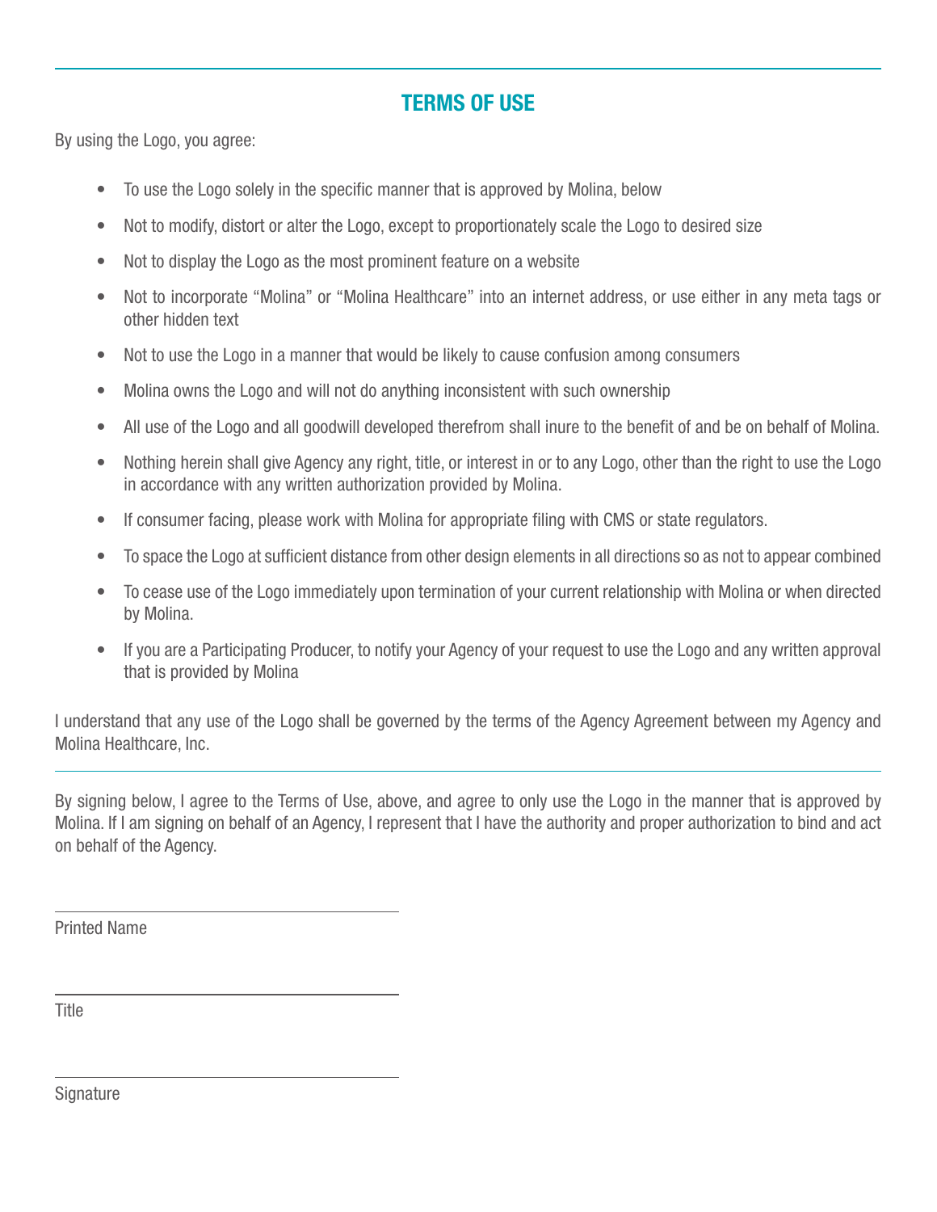## TERMS OF USE

By using the Logo, you agree:

- To use the Logo solely in the specific manner that is approved by Molina, below
- Not to modify, distort or alter the Logo, except to proportionately scale the Logo to desired size
- Not to display the Logo as the most prominent feature on a website
- Not to incorporate "Molina" or "Molina Healthcare" into an internet address, or use either in any meta tags or other hidden text
- Not to use the Logo in a manner that would be likely to cause confusion among consumers
- Molina owns the Logo and will not do anything inconsistent with such ownership
- All use of the Logo and all goodwill developed therefrom shall inure to the benefit of and be on behalf of Molina.
- Nothing herein shall give Agency any right, title, or interest in or to any Logo, other than the right to use the Logo in accordance with any written authorization provided by Molina.
- If consumer facing, please work with Molina for appropriate filing with CMS or state regulators.
- To space the Logo at sufficient distance from other design elements in all directions so as not to appear combined
- To cease use of the Logo immediately upon termination of your current relationship with Molina or when directed by Molina.
- If you are a Participating Producer, to notify your Agency of your request to use the Logo and any written approval that is provided by Molina

I understand that any use of the Logo shall be governed by the terms of the Agency Agreement between my Agency and Molina Healthcare, Inc.

---

By signing below, I agree to the Terms of Use, above, and agree to only use the Logo in the manner that is approved by Molina. If I am signing on behalf of an Agency, I represent that I have the authority and proper authorization to bind and act on behalf of the Agency.

\_\_\_\_\_\_\_\_\_\_\_\_\_\_\_\_\_\_\_\_\_\_\_\_\_\_\_\_\_\_\_\_\_\_\_\_

Printed Name

\_\_\_\_\_\_\_\_\_\_\_\_\_\_\_\_\_\_\_\_\_\_\_\_\_\_\_\_\_\_\_\_\_\_\_\_

Title

\_\_\_\_\_\_\_\_\_\_\_\_\_\_\_\_\_\_\_\_\_\_\_\_\_\_\_\_\_\_\_\_\_\_\_\_

Signature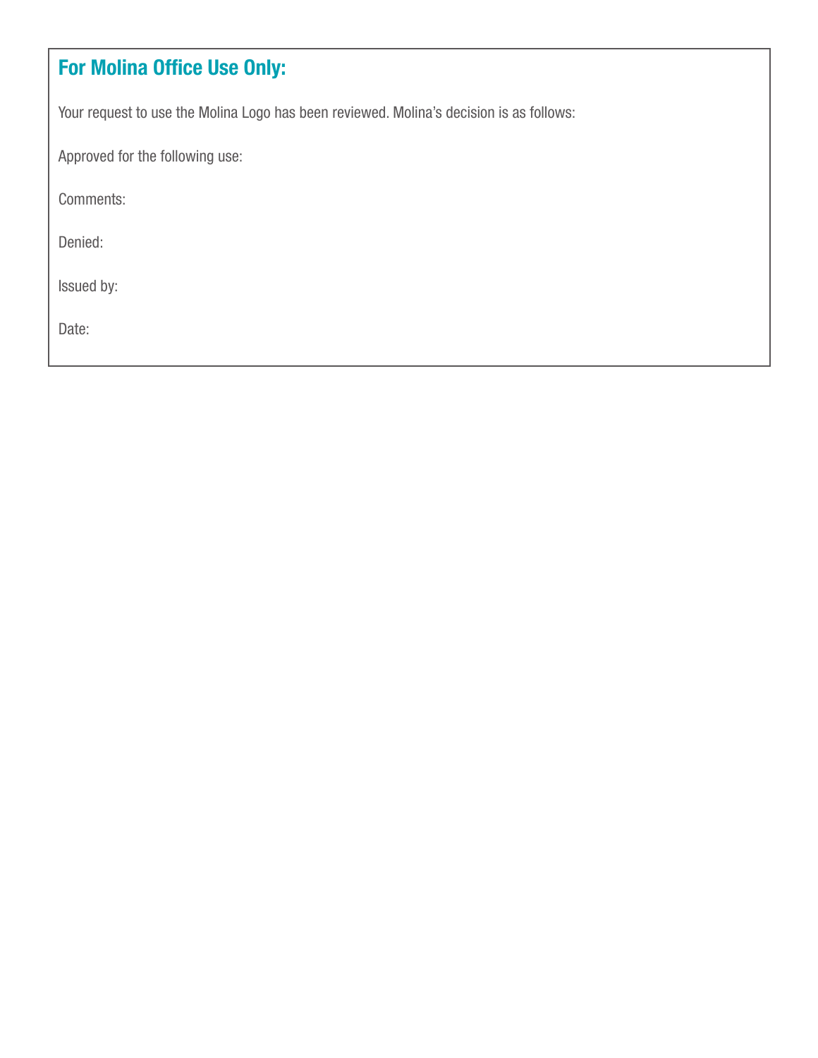## For Molina Office Use Only:

Your request to use the Molina Logo has been reviewed. Molina's decision is as follows:

Approved for the following use:

Comments:

Denied:

Issued by:

Date: